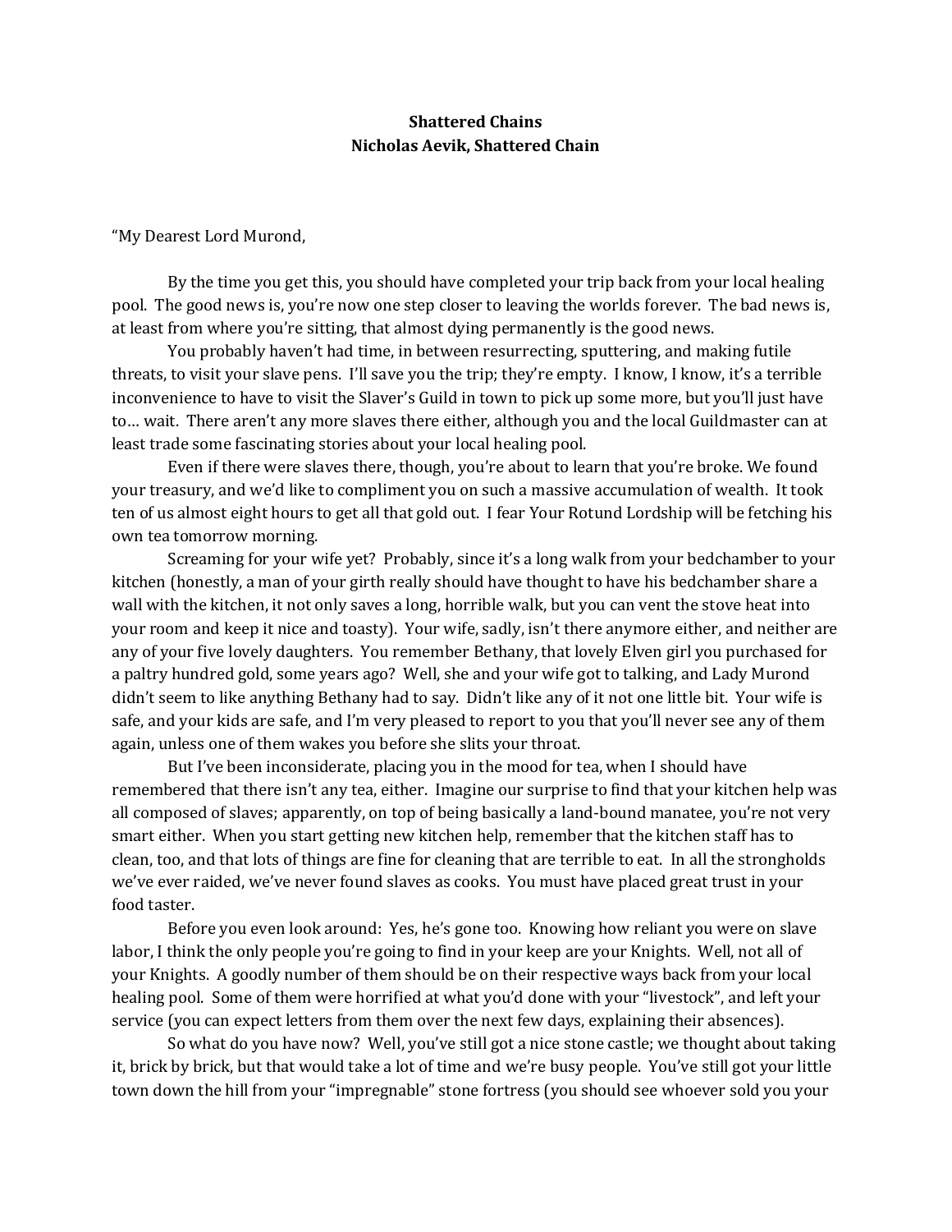**Shattered Chains**
**Nicholas Aevik, Shattered Chain**

"My Dearest Lord Murond,

By the time you get this, you should have completed your trip back from your local healing pool. The good news is, you're now one step closer to leaving the worlds forever. The bad news is, at least from where you're sitting, that almost dying permanently is the good news.

You probably haven't had time, in between resurrecting, sputtering, and making futile threats, to visit your slave pens. I'll save you the trip; they're empty. I know, I know, it's a terrible inconvenience to have to visit the Slaver's Guild in town to pick up some more, but you'll just have to… wait. There aren't any more slaves there either, although you and the local Guildmaster can at least trade some fascinating stories about your local healing pool.

Even if there were slaves there, though, you're about to learn that you're broke. We found your treasury, and we'd like to compliment you on such a massive accumulation of wealth. It took ten of us almost eight hours to get all that gold out. I fear Your Rotund Lordship will be fetching his own tea tomorrow morning.

Screaming for your wife yet? Probably, since it's a long walk from your bedchamber to your kitchen (honestly, a man of your girth really should have thought to have his bedchamber share a wall with the kitchen, it not only saves a long, horrible walk, but you can vent the stove heat into your room and keep it nice and toasty). Your wife, sadly, isn't there anymore either, and neither are any of your five lovely daughters. You remember Bethany, that lovely Elven girl you purchased for a paltry hundred gold, some years ago? Well, she and your wife got to talking, and Lady Murond didn't seem to like anything Bethany had to say. Didn't like any of it not one little bit. Your wife is safe, and your kids are safe, and I'm very pleased to report to you that you'll never see any of them again, unless one of them wakes you before she slits your throat.

But I've been inconsiderate, placing you in the mood for tea, when I should have remembered that there isn't any tea, either. Imagine our surprise to find that your kitchen help was all composed of slaves; apparently, on top of being basically a land-bound manatee, you're not very smart either. When you start getting new kitchen help, remember that the kitchen staff has to clean, too, and that lots of things are fine for cleaning that are terrible to eat. In all the strongholds we've ever raided, we've never found slaves as cooks. You must have placed great trust in your food taster.

Before you even look around: Yes, he's gone too. Knowing how reliant you were on slave labor, I think the only people you're going to find in your keep are your Knights. Well, not all of your Knights. A goodly number of them should be on their respective ways back from your local healing pool. Some of them were horrified at what you'd done with your "livestock", and left your service (you can expect letters from them over the next few days, explaining their absences).

So what do you have now? Well, you've still got a nice stone castle; we thought about taking it, brick by brick, but that would take a lot of time and we're busy people. You've still got your little town down the hill from your "impregnable" stone fortress (you should see whoever sold you your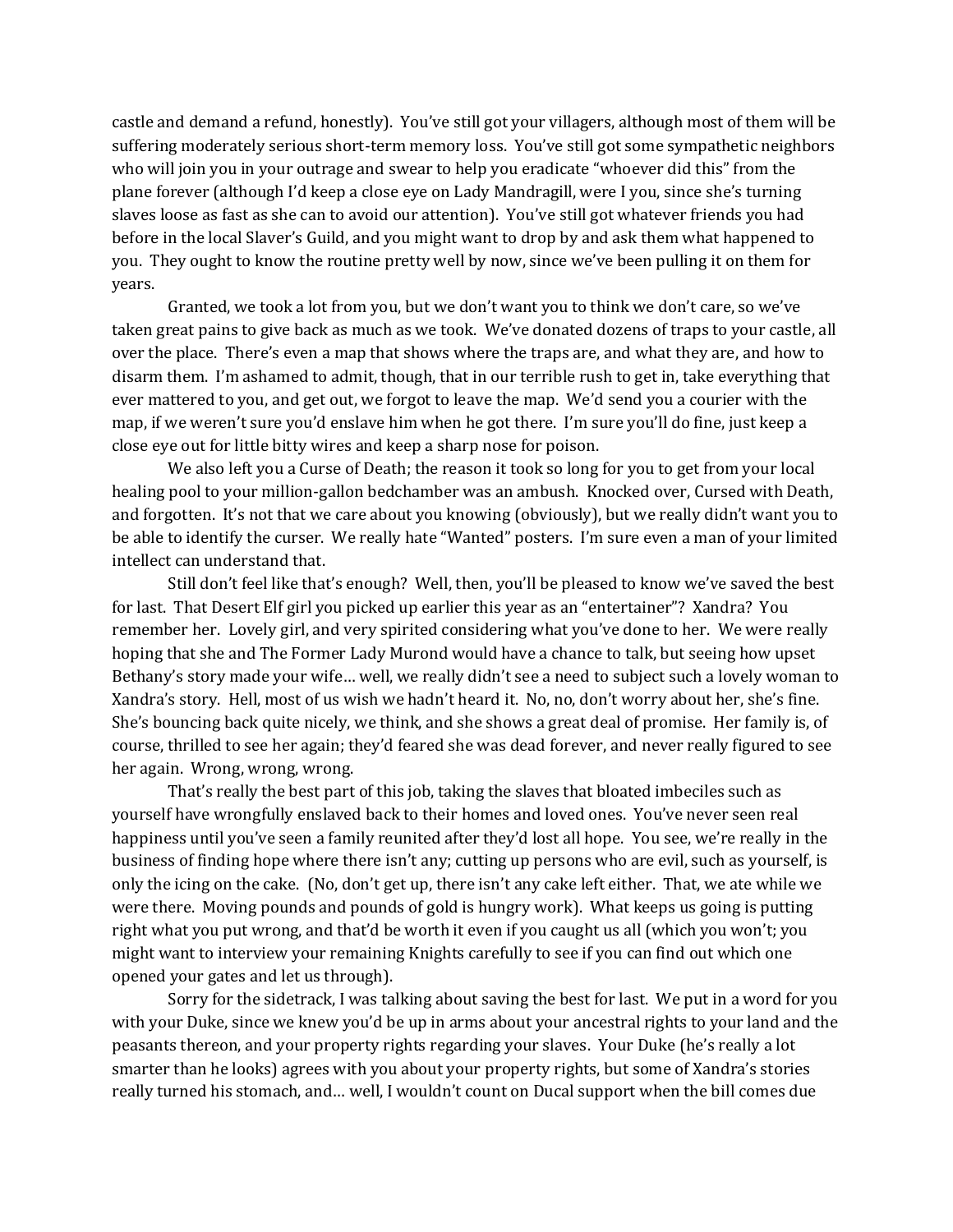castle and demand a refund, honestly). You've still got your villagers, although most of them will be suffering moderately serious short-term memory loss. You've still got some sympathetic neighbors who will join you in your outrage and swear to help you eradicate "whoever did this" from the plane forever (although I'd keep a close eye on Lady Mandragill, were I you, since she's turning slaves loose as fast as she can to avoid our attention). You've still got whatever friends you had before in the local Slaver's Guild, and you might want to drop by and ask them what happened to you. They ought to know the routine pretty well by now, since we've been pulling it on them for years.

Granted, we took a lot from you, but we don't want you to think we don't care, so we've taken great pains to give back as much as we took. We've donated dozens of traps to your castle, all over the place. There's even a map that shows where the traps are, and what they are, and how to disarm them. I'm ashamed to admit, though, that in our terrible rush to get in, take everything that ever mattered to you, and get out, we forgot to leave the map. We'd send you a courier with the map, if we weren't sure you'd enslave him when he got there. I'm sure you'll do fine, just keep a close eye out for little bitty wires and keep a sharp nose for poison.

We also left you a Curse of Death; the reason it took so long for you to get from your local healing pool to your million-gallon bedchamber was an ambush. Knocked over, Cursed with Death, and forgotten. It's not that we care about you knowing (obviously), but we really didn't want you to be able to identify the curser. We really hate "Wanted" posters. I'm sure even a man of your limited intellect can understand that.

Still don't feel like that's enough? Well, then, you'll be pleased to know we've saved the best for last. That Desert Elf girl you picked up earlier this year as an "entertainer"? Xandra? You remember her. Lovely girl, and very spirited considering what you've done to her. We were really hoping that she and The Former Lady Murond would have a chance to talk, but seeing how upset Bethany's story made your wife… well, we really didn't see a need to subject such a lovely woman to Xandra's story. Hell, most of us wish we hadn't heard it. No, no, don't worry about her, she's fine. She's bouncing back quite nicely, we think, and she shows a great deal of promise. Her family is, of course, thrilled to see her again; they'd feared she was dead forever, and never really figured to see her again. Wrong, wrong, wrong.

That's really the best part of this job, taking the slaves that bloated imbeciles such as yourself have wrongfully enslaved back to their homes and loved ones. You've never seen real happiness until you've seen a family reunited after they'd lost all hope. You see, we're really in the business of finding hope where there isn't any; cutting up persons who are evil, such as yourself, is only the icing on the cake. (No, don't get up, there isn't any cake left either. That, we ate while we were there. Moving pounds and pounds of gold is hungry work). What keeps us going is putting right what you put wrong, and that'd be worth it even if you caught us all (which you won't; you might want to interview your remaining Knights carefully to see if you can find out which one opened your gates and let us through).

Sorry for the sidetrack, I was talking about saving the best for last. We put in a word for you with your Duke, since we knew you'd be up in arms about your ancestral rights to your land and the peasants thereon, and your property rights regarding your slaves. Your Duke (he's really a lot smarter than he looks) agrees with you about your property rights, but some of Xandra's stories really turned his stomach, and… well, I wouldn't count on Ducal support when the bill comes due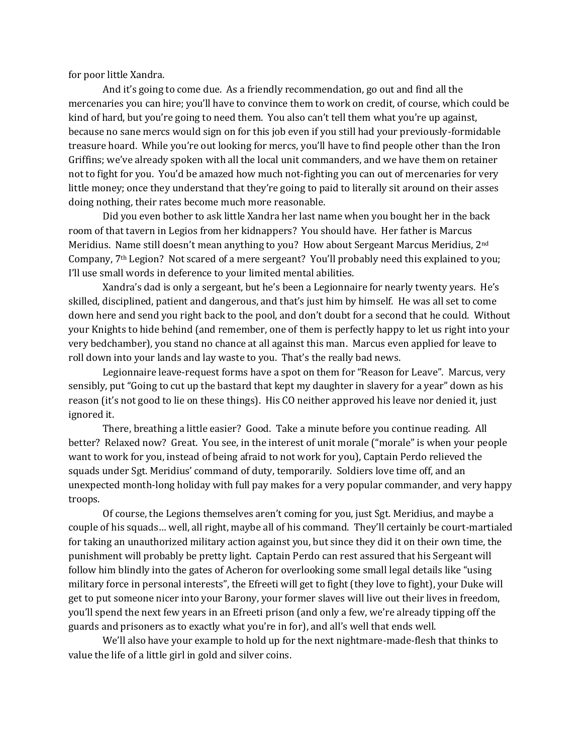for poor little Xandra.

And it's going to come due. As a friendly recommendation, go out and find all the mercenaries you can hire; you'll have to convince them to work on credit, of course, which could be kind of hard, but you're going to need them. You also can't tell them what you're up against, because no sane mercs would sign on for this job even if you still had your previously-formidable treasure hoard. While you're out looking for mercs, you'll have to find people other than the Iron Griffins; we've already spoken with all the local unit commanders, and we have them on retainer not to fight for you. You'd be amazed how much not-fighting you can out of mercenaries for very little money; once they understand that they're going to paid to literally sit around on their asses doing nothing, their rates become much more reasonable.

Did you even bother to ask little Xandra her last name when you bought her in the back room of that tavern in Legios from her kidnappers? You should have. Her father is Marcus Meridius. Name still doesn't mean anything to you? How about Sergeant Marcus Meridius, 2nd Company, 7th Legion? Not scared of a mere sergeant? You'll probably need this explained to you; I'll use small words in deference to your limited mental abilities.

Xandra's dad is only a sergeant, but he's been a Legionnaire for nearly twenty years. He's skilled, disciplined, patient and dangerous, and that's just him by himself. He was all set to come down here and send you right back to the pool, and don't doubt for a second that he could. Without your Knights to hide behind (and remember, one of them is perfectly happy to let us right into your very bedchamber), you stand no chance at all against this man. Marcus even applied for leave to roll down into your lands and lay waste to you. That's the really bad news.

Legionnaire leave-request forms have a spot on them for "Reason for Leave". Marcus, very sensibly, put "Going to cut up the bastard that kept my daughter in slavery for a year" down as his reason (it's not good to lie on these things). His CO neither approved his leave nor denied it, just ignored it.

There, breathing a little easier? Good. Take a minute before you continue reading. All better? Relaxed now? Great. You see, in the interest of unit morale ("morale" is when your people want to work for you, instead of being afraid to not work for you), Captain Perdo relieved the squads under Sgt. Meridius' command of duty, temporarily. Soldiers love time off, and an unexpected month-long holiday with full pay makes for a very popular commander, and very happy troops.

Of course, the Legions themselves aren't coming for you, just Sgt. Meridius, and maybe a couple of his squads… well, all right, maybe all of his command. They'll certainly be court-martialed for taking an unauthorized military action against you, but since they did it on their own time, the punishment will probably be pretty light. Captain Perdo can rest assured that his Sergeant will follow him blindly into the gates of Acheron for overlooking some small legal details like "using military force in personal interests", the Efreeti will get to fight (they love to fight), your Duke will get to put someone nicer into your Barony, your former slaves will live out their lives in freedom, you'll spend the next few years in an Efreeti prison (and only a few, we're already tipping off the guards and prisoners as to exactly what you're in for), and all's well that ends well.

We'll also have your example to hold up for the next nightmare-made-flesh that thinks to value the life of a little girl in gold and silver coins.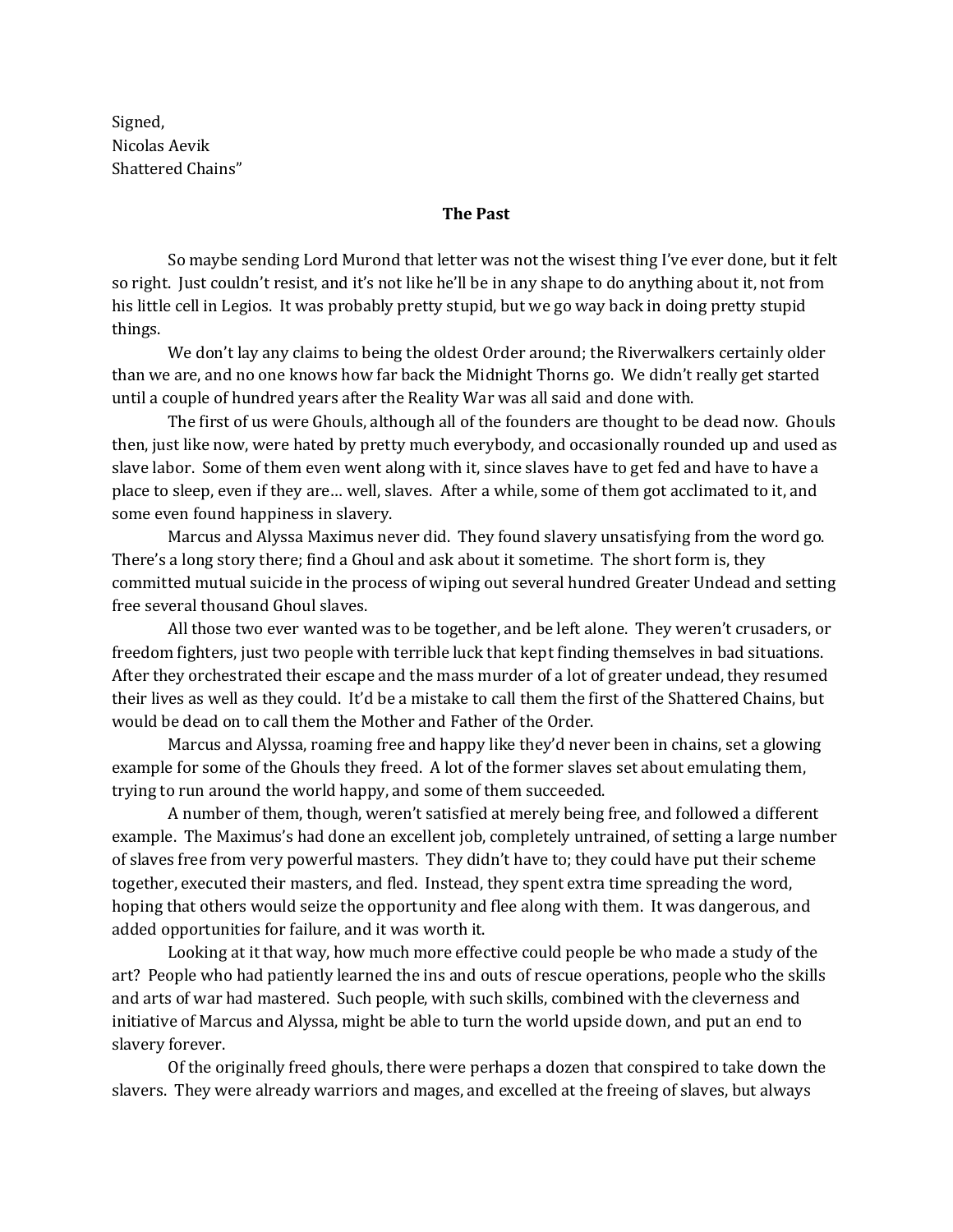Signed,
Nicolas Aevik
Shattered Chains"

## The Past

So maybe sending Lord Murond that letter was not the wisest thing I've ever done, but it felt so right. Just couldn't resist, and it's not like he'll be in any shape to do anything about it, not from his little cell in Legios. It was probably pretty stupid, but we go way back in doing pretty stupid things.

We don't lay any claims to being the oldest Order around; the Riverwalkers certainly older than we are, and no one knows how far back the Midnight Thorns go. We didn't really get started until a couple of hundred years after the Reality War was all said and done with.

The first of us were Ghouls, although all of the founders are thought to be dead now. Ghouls then, just like now, were hated by pretty much everybody, and occasionally rounded up and used as slave labor. Some of them even went along with it, since slaves have to get fed and have to have a place to sleep, even if they are… well, slaves. After a while, some of them got acclimated to it, and some even found happiness in slavery.

Marcus and Alyssa Maximus never did. They found slavery unsatisfying from the word go. There's a long story there; find a Ghoul and ask about it sometime. The short form is, they committed mutual suicide in the process of wiping out several hundred Greater Undead and setting free several thousand Ghoul slaves.

All those two ever wanted was to be together, and be left alone. They weren't crusaders, or freedom fighters, just two people with terrible luck that kept finding themselves in bad situations. After they orchestrated their escape and the mass murder of a lot of greater undead, they resumed their lives as well as they could. It'd be a mistake to call them the first of the Shattered Chains, but would be dead on to call them the Mother and Father of the Order.

Marcus and Alyssa, roaming free and happy like they'd never been in chains, set a glowing example for some of the Ghouls they freed. A lot of the former slaves set about emulating them, trying to run around the world happy, and some of them succeeded.

A number of them, though, weren't satisfied at merely being free, and followed a different example. The Maximus's had done an excellent job, completely untrained, of setting a large number of slaves free from very powerful masters. They didn't have to; they could have put their scheme together, executed their masters, and fled. Instead, they spent extra time spreading the word, hoping that others would seize the opportunity and flee along with them. It was dangerous, and added opportunities for failure, and it was worth it.

Looking at it that way, how much more effective could people be who made a study of the art? People who had patiently learned the ins and outs of rescue operations, people who the skills and arts of war had mastered. Such people, with such skills, combined with the cleverness and initiative of Marcus and Alyssa, might be able to turn the world upside down, and put an end to slavery forever.

Of the originally freed ghouls, there were perhaps a dozen that conspired to take down the slavers. They were already warriors and mages, and excelled at the freeing of slaves, but always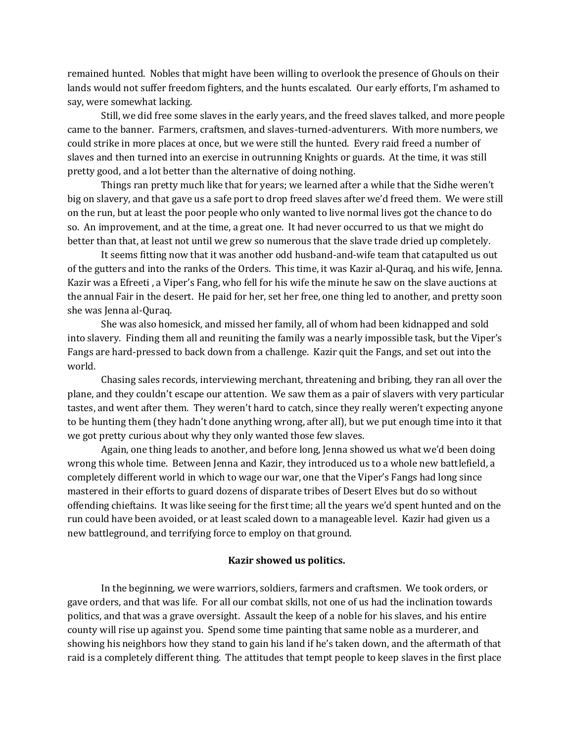remained hunted. Nobles that might have been willing to overlook the presence of Ghouls on their lands would not suffer freedom fighters, and the hunts escalated. Our early efforts, I'm ashamed to say, were somewhat lacking.

Still, we did free some slaves in the early years, and the freed slaves talked, and more people came to the banner. Farmers, craftsmen, and slaves-turned-adventurers. With more numbers, we could strike in more places at once, but we were still the hunted. Every raid freed a number of slaves and then turned into an exercise in outrunning Knights or guards. At the time, it was still pretty good, and a lot better than the alternative of doing nothing.

Things ran pretty much like that for years; we learned after a while that the Sidhe weren't big on slavery, and that gave us a safe port to drop freed slaves after we'd freed them. We were still on the run, but at least the poor people who only wanted to live normal lives got the chance to do so. An improvement, and at the time, a great one. It had never occurred to us that we might do better than that, at least not until we grew so numerous that the slave trade dried up completely.

It seems fitting now that it was another odd husband-and-wife team that catapulted us out of the gutters and into the ranks of the Orders. This time, it was Kazir al-Quraq, and his wife, Jenna. Kazir was a Efreeti , a Viper's Fang, who fell for his wife the minute he saw on the slave auctions at the annual Fair in the desert. He paid for her, set her free, one thing led to another, and pretty soon she was Jenna al-Quraq.

She was also homesick, and missed her family, all of whom had been kidnapped and sold into slavery. Finding them all and reuniting the family was a nearly impossible task, but the Viper's Fangs are hard-pressed to back down from a challenge. Kazir quit the Fangs, and set out into the world.

Chasing sales records, interviewing merchant, threatening and bribing, they ran all over the plane, and they couldn't escape our attention. We saw them as a pair of slavers with very particular tastes, and went after them. They weren't hard to catch, since they really weren't expecting anyone to be hunting them (they hadn't done anything wrong, after all), but we put enough time into it that we got pretty curious about why they only wanted those few slaves.

Again, one thing leads to another, and before long, Jenna showed us what we'd been doing wrong this whole time. Between Jenna and Kazir, they introduced us to a whole new battlefield, a completely different world in which to wage our war, one that the Viper's Fangs had long since mastered in their efforts to guard dozens of disparate tribes of Desert Elves but do so without offending chieftains. It was like seeing for the first time; all the years we'd spent hunted and on the run could have been avoided, or at least scaled down to a manageable level. Kazir had given us a new battleground, and terrifying force to employ on that ground.

**Kazir showed us politics.**

In the beginning, we were warriors, soldiers, farmers and craftsmen. We took orders, or gave orders, and that was life. For all our combat skills, not one of us had the inclination towards politics, and that was a grave oversight. Assault the keep of a noble for his slaves, and his entire county will rise up against you. Spend some time painting that same noble as a murderer, and showing his neighbors how they stand to gain his land if he's taken down, and the aftermath of that raid is a completely different thing. The attitudes that tempt people to keep slaves in the first place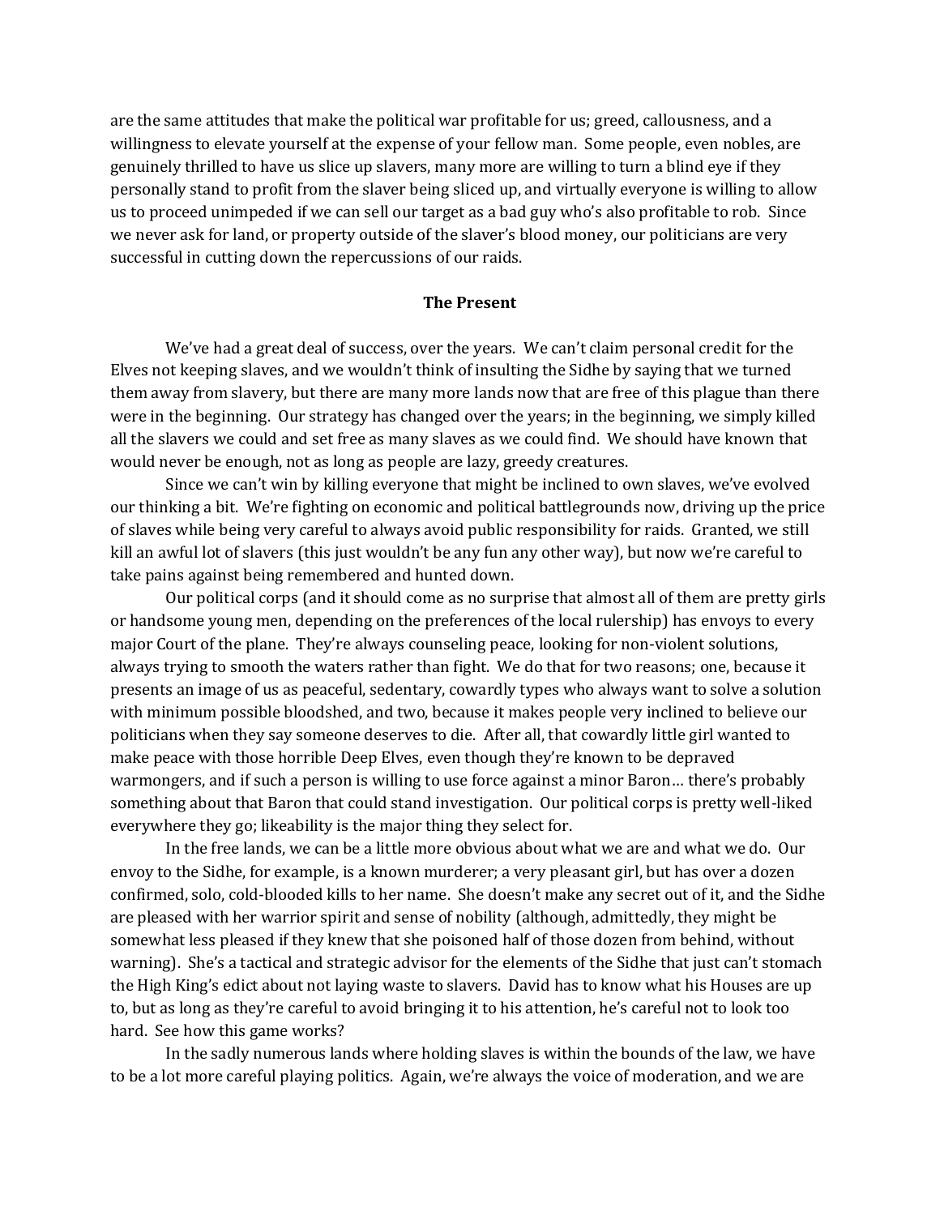are the same attitudes that make the political war profitable for us; greed, callousness, and a willingness to elevate yourself at the expense of your fellow man. Some people, even nobles, are genuinely thrilled to have us slice up slavers, many more are willing to turn a blind eye if they personally stand to profit from the slaver being sliced up, and virtually everyone is willing to allow us to proceed unimpeded if we can sell our target as a bad guy who's also profitable to rob. Since we never ask for land, or property outside of the slaver's blood money, our politicians are very successful in cutting down the repercussions of our raids.

**The Present**

We've had a great deal of success, over the years. We can't claim personal credit for the Elves not keeping slaves, and we wouldn't think of insulting the Sidhe by saying that we turned them away from slavery, but there are many more lands now that are free of this plague than there were in the beginning. Our strategy has changed over the years; in the beginning, we simply killed all the slavers we could and set free as many slaves as we could find. We should have known that would never be enough, not as long as people are lazy, greedy creatures.

Since we can't win by killing everyone that might be inclined to own slaves, we've evolved our thinking a bit. We're fighting on economic and political battlegrounds now, driving up the price of slaves while being very careful to always avoid public responsibility for raids. Granted, we still kill an awful lot of slavers (this just wouldn't be any fun any other way), but now we're careful to take pains against being remembered and hunted down.

Our political corps (and it should come as no surprise that almost all of them are pretty girls or handsome young men, depending on the preferences of the local rulership) has envoys to every major Court of the plane. They're always counseling peace, looking for non-violent solutions, always trying to smooth the waters rather than fight. We do that for two reasons; one, because it presents an image of us as peaceful, sedentary, cowardly types who always want to solve a solution with minimum possible bloodshed, and two, because it makes people very inclined to believe our politicians when they say someone deserves to die. After all, that cowardly little girl wanted to make peace with those horrible Deep Elves, even though they're known to be depraved warmongers, and if such a person is willing to use force against a minor Baron… there's probably something about that Baron that could stand investigation. Our political corps is pretty well-liked everywhere they go; likeability is the major thing they select for.

In the free lands, we can be a little more obvious about what we are and what we do. Our envoy to the Sidhe, for example, is a known murderer; a very pleasant girl, but has over a dozen confirmed, solo, cold-blooded kills to her name. She doesn't make any secret out of it, and the Sidhe are pleased with her warrior spirit and sense of nobility (although, admittedly, they might be somewhat less pleased if they knew that she poisoned half of those dozen from behind, without warning). She's a tactical and strategic advisor for the elements of the Sidhe that just can't stomach the High King's edict about not laying waste to slavers. David has to know what his Houses are up to, but as long as they're careful to avoid bringing it to his attention, he's careful not to look too hard. See how this game works?

In the sadly numerous lands where holding slaves is within the bounds of the law, we have to be a lot more careful playing politics. Again, we're always the voice of moderation, and we are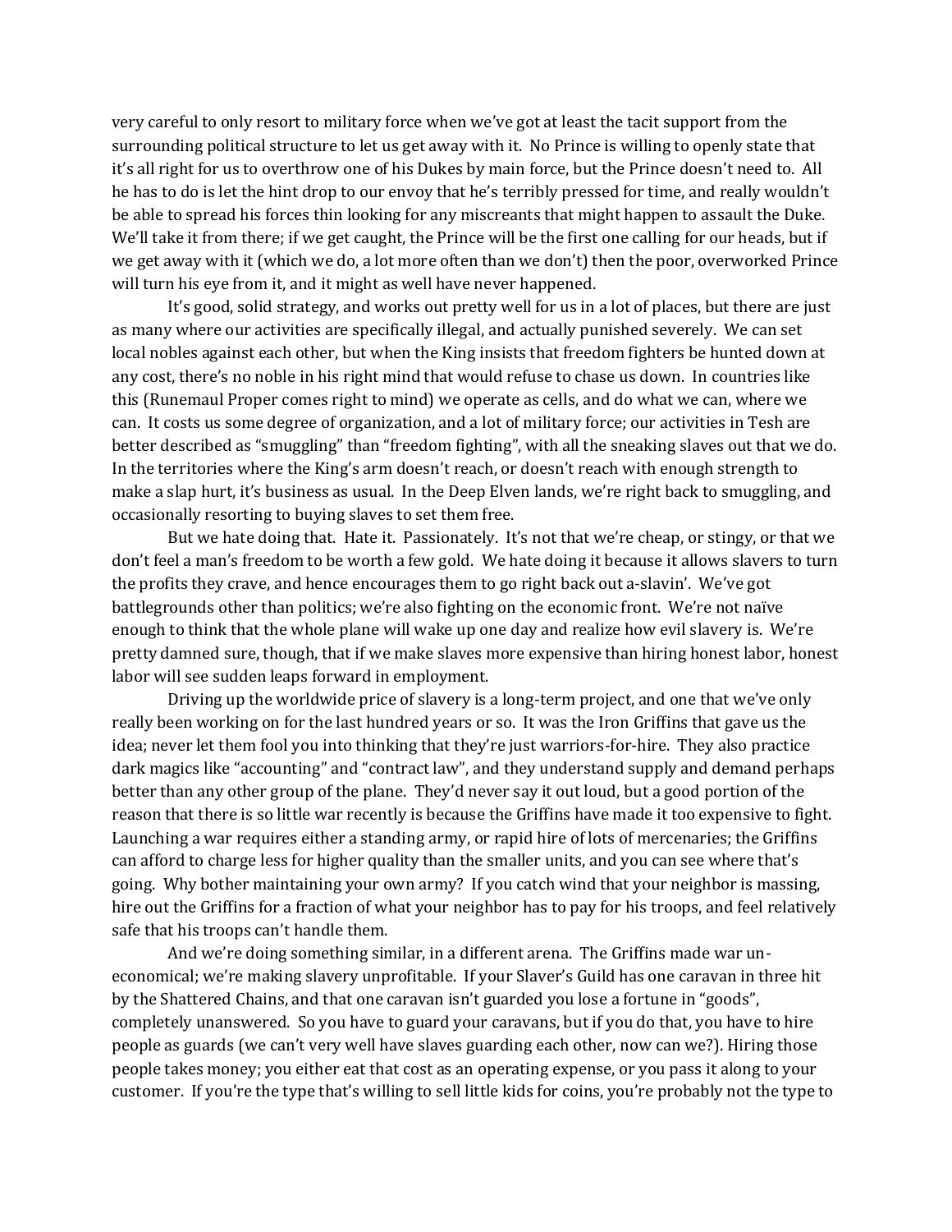very careful to only resort to military force when we've got at least the tacit support from the surrounding political structure to let us get away with it. No Prince is willing to openly state that it's all right for us to overthrow one of his Dukes by main force, but the Prince doesn't need to. All he has to do is let the hint drop to our envoy that he's terribly pressed for time, and really wouldn't be able to spread his forces thin looking for any miscreants that might happen to assault the Duke. We'll take it from there; if we get caught, the Prince will be the first one calling for our heads, but if we get away with it (which we do, a lot more often than we don't) then the poor, overworked Prince will turn his eye from it, and it might as well have never happened.

It's good, solid strategy, and works out pretty well for us in a lot of places, but there are just as many where our activities are specifically illegal, and actually punished severely. We can set local nobles against each other, but when the King insists that freedom fighters be hunted down at any cost, there's no noble in his right mind that would refuse to chase us down. In countries like this (Runemaul Proper comes right to mind) we operate as cells, and do what we can, where we can. It costs us some degree of organization, and a lot of military force; our activities in Tesh are better described as "smuggling" than "freedom fighting", with all the sneaking slaves out that we do. In the territories where the King's arm doesn't reach, or doesn't reach with enough strength to make a slap hurt, it's business as usual. In the Deep Elven lands, we're right back to smuggling, and occasionally resorting to buying slaves to set them free.

But we hate doing that. Hate it. Passionately. It's not that we're cheap, or stingy, or that we don't feel a man's freedom to be worth a few gold. We hate doing it because it allows slavers to turn the profits they crave, and hence encourages them to go right back out a-slavin'. We've got battlegrounds other than politics; we're also fighting on the economic front. We're not naïve enough to think that the whole plane will wake up one day and realize how evil slavery is. We're pretty damned sure, though, that if we make slaves more expensive than hiring honest labor, honest labor will see sudden leaps forward in employment.

Driving up the worldwide price of slavery is a long-term project, and one that we've only really been working on for the last hundred years or so. It was the Iron Griffins that gave us the idea; never let them fool you into thinking that they're just warriors-for-hire. They also practice dark magics like "accounting" and "contract law", and they understand supply and demand perhaps better than any other group of the plane. They'd never say it out loud, but a good portion of the reason that there is so little war recently is because the Griffins have made it too expensive to fight. Launching a war requires either a standing army, or rapid hire of lots of mercenaries; the Griffins can afford to charge less for higher quality than the smaller units, and you can see where that's going. Why bother maintaining your own army? If you catch wind that your neighbor is massing, hire out the Griffins for a fraction of what your neighbor has to pay for his troops, and feel relatively safe that his troops can't handle them.

And we're doing something similar, in a different arena. The Griffins made war un-economical; we're making slavery unprofitable. If your Slaver's Guild has one caravan in three hit by the Shattered Chains, and that one caravan isn't guarded you lose a fortune in "goods", completely unanswered. So you have to guard your caravans, but if you do that, you have to hire people as guards (we can't very well have slaves guarding each other, now can we?). Hiring those people takes money; you either eat that cost as an operating expense, or you pass it along to your customer. If you're the type that's willing to sell little kids for coins, you're probably not the type to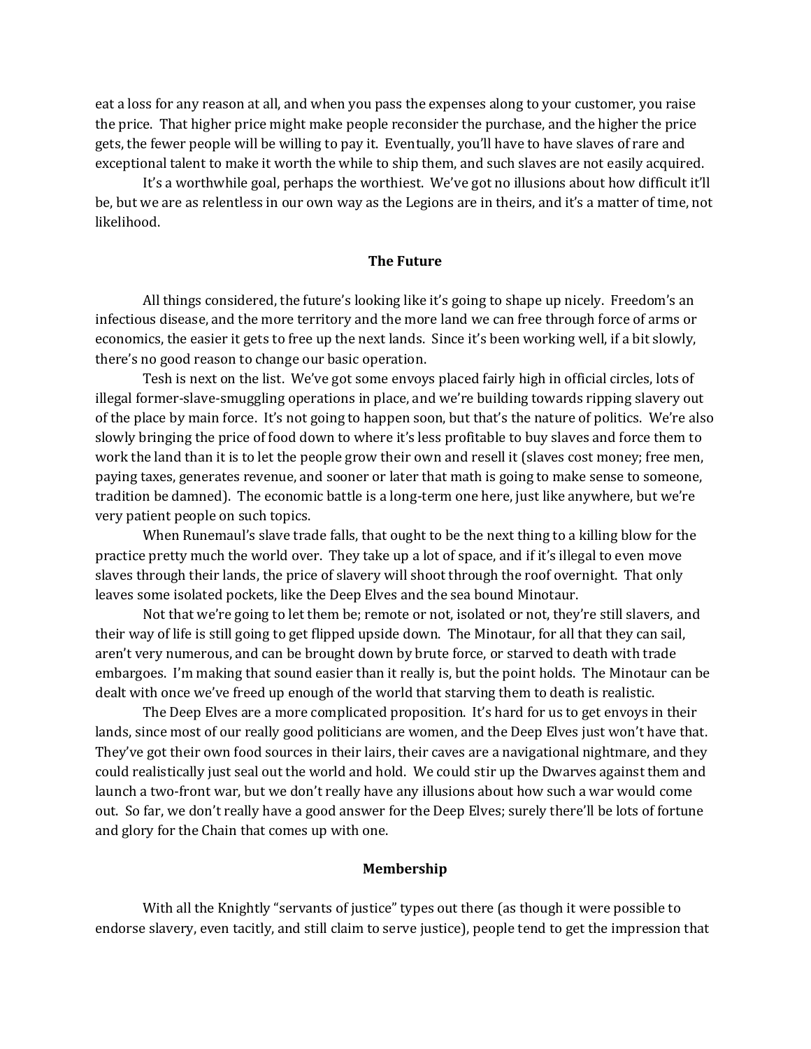eat a loss for any reason at all, and when you pass the expenses along to your customer, you raise the price. That higher price might make people reconsider the purchase, and the higher the price gets, the fewer people will be willing to pay it. Eventually, you'll have to have slaves of rare and exceptional talent to make it worth the while to ship them, and such slaves are not easily acquired.

It's a worthwhile goal, perhaps the worthiest. We've got no illusions about how difficult it'll be, but we are as relentless in our own way as the Legions are in theirs, and it's a matter of time, not likelihood.

### The Future

All things considered, the future's looking like it's going to shape up nicely. Freedom's an infectious disease, and the more territory and the more land we can free through force of arms or economics, the easier it gets to free up the next lands. Since it's been working well, if a bit slowly, there's no good reason to change our basic operation.

Tesh is next on the list. We've got some envoys placed fairly high in official circles, lots of illegal former-slave-smuggling operations in place, and we're building towards ripping slavery out of the place by main force. It's not going to happen soon, but that's the nature of politics. We're also slowly bringing the price of food down to where it's less profitable to buy slaves and force them to work the land than it is to let the people grow their own and resell it (slaves cost money; free men, paying taxes, generates revenue, and sooner or later that math is going to make sense to someone, tradition be damned). The economic battle is a long-term one here, just like anywhere, but we're very patient people on such topics.

When Runemaul's slave trade falls, that ought to be the next thing to a killing blow for the practice pretty much the world over. They take up a lot of space, and if it's illegal to even move slaves through their lands, the price of slavery will shoot through the roof overnight. That only leaves some isolated pockets, like the Deep Elves and the sea bound Minotaur.

Not that we're going to let them be; remote or not, isolated or not, they're still slavers, and their way of life is still going to get flipped upside down. The Minotaur, for all that they can sail, aren't very numerous, and can be brought down by brute force, or starved to death with trade embargoes. I'm making that sound easier than it really is, but the point holds. The Minotaur can be dealt with once we've freed up enough of the world that starving them to death is realistic.

The Deep Elves are a more complicated proposition. It's hard for us to get envoys in their lands, since most of our really good politicians are women, and the Deep Elves just won't have that. They've got their own food sources in their lairs, their caves are a navigational nightmare, and they could realistically just seal out the world and hold. We could stir up the Dwarves against them and launch a two-front war, but we don't really have any illusions about how such a war would come out. So far, we don't really have a good answer for the Deep Elves; surely there'll be lots of fortune and glory for the Chain that comes up with one.

### Membership

With all the Knightly "servants of justice" types out there (as though it were possible to endorse slavery, even tacitly, and still claim to serve justice), people tend to get the impression that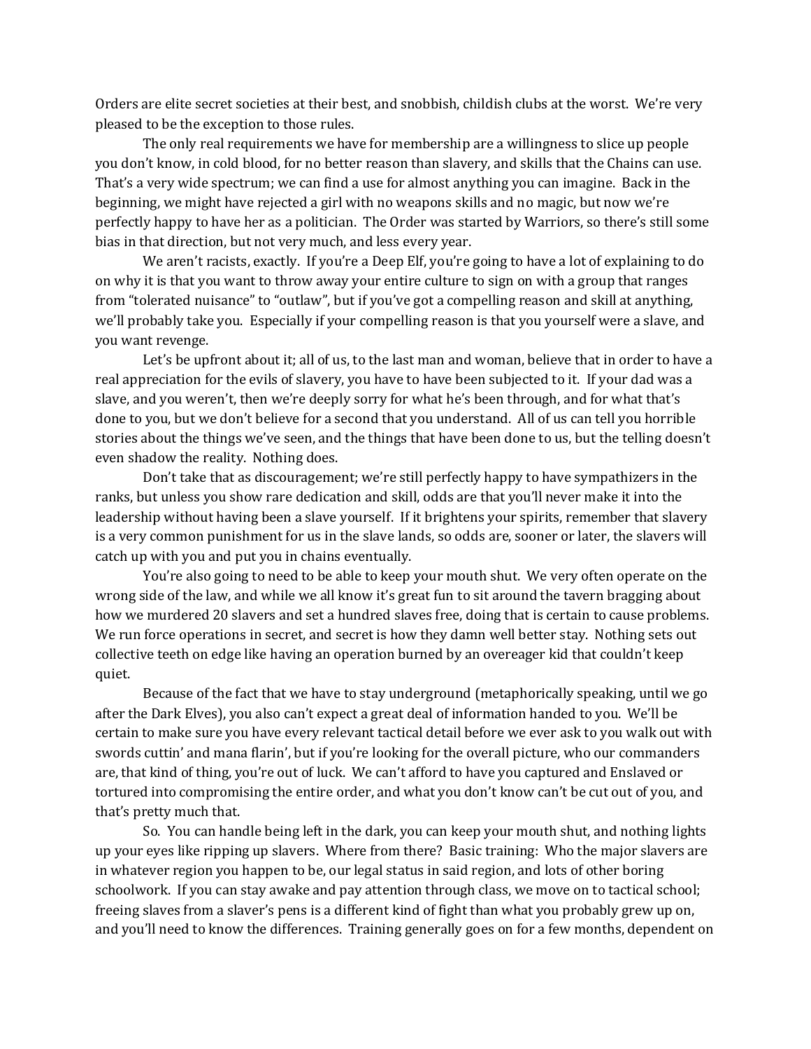Orders are elite secret societies at their best, and snobbish, childish clubs at the worst. We're very pleased to be the exception to those rules.

The only real requirements we have for membership are a willingness to slice up people you don't know, in cold blood, for no better reason than slavery, and skills that the Chains can use. That's a very wide spectrum; we can find a use for almost anything you can imagine. Back in the beginning, we might have rejected a girl with no weapons skills and no magic, but now we're perfectly happy to have her as a politician. The Order was started by Warriors, so there's still some bias in that direction, but not very much, and less every year.

We aren't racists, exactly. If you're a Deep Elf, you're going to have a lot of explaining to do on why it is that you want to throw away your entire culture to sign on with a group that ranges from "tolerated nuisance" to "outlaw", but if you've got a compelling reason and skill at anything, we'll probably take you. Especially if your compelling reason is that you yourself were a slave, and you want revenge.

Let's be upfront about it; all of us, to the last man and woman, believe that in order to have a real appreciation for the evils of slavery, you have to have been subjected to it. If your dad was a slave, and you weren't, then we're deeply sorry for what he's been through, and for what that's done to you, but we don't believe for a second that you understand. All of us can tell you horrible stories about the things we've seen, and the things that have been done to us, but the telling doesn't even shadow the reality. Nothing does.

Don't take that as discouragement; we're still perfectly happy to have sympathizers in the ranks, but unless you show rare dedication and skill, odds are that you'll never make it into the leadership without having been a slave yourself. If it brightens your spirits, remember that slavery is a very common punishment for us in the slave lands, so odds are, sooner or later, the slavers will catch up with you and put you in chains eventually.

You're also going to need to be able to keep your mouth shut. We very often operate on the wrong side of the law, and while we all know it's great fun to sit around the tavern bragging about how we murdered 20 slavers and set a hundred slaves free, doing that is certain to cause problems. We run force operations in secret, and secret is how they damn well better stay. Nothing sets out collective teeth on edge like having an operation burned by an overeager kid that couldn't keep quiet.

Because of the fact that we have to stay underground (metaphorically speaking, until we go after the Dark Elves), you also can't expect a great deal of information handed to you. We'll be certain to make sure you have every relevant tactical detail before we ever ask to you walk out with swords cuttin' and mana flarin', but if you're looking for the overall picture, who our commanders are, that kind of thing, you're out of luck. We can't afford to have you captured and Enslaved or tortured into compromising the entire order, and what you don't know can't be cut out of you, and that's pretty much that.

So. You can handle being left in the dark, you can keep your mouth shut, and nothing lights up your eyes like ripping up slavers. Where from there? Basic training: Who the major slavers are in whatever region you happen to be, our legal status in said region, and lots of other boring schoolwork. If you can stay awake and pay attention through class, we move on to tactical school; freeing slaves from a slaver's pens is a different kind of fight than what you probably grew up on, and you'll need to know the differences. Training generally goes on for a few months, dependent on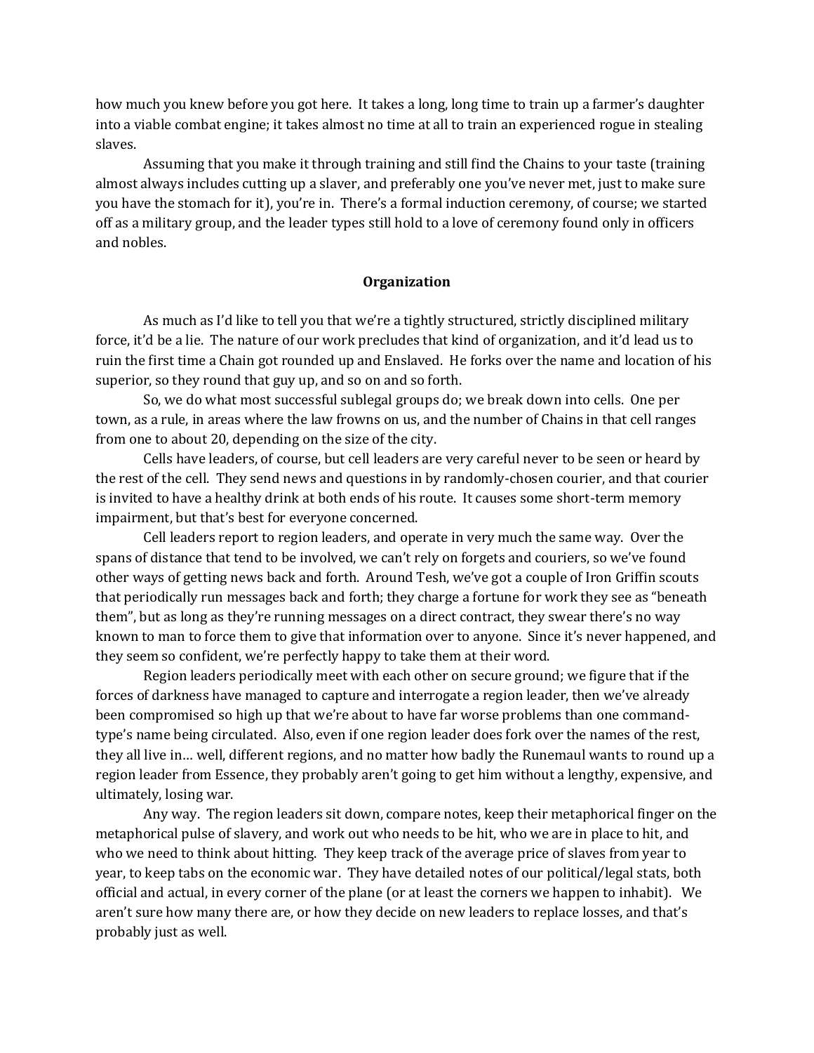how much you knew before you got here. It takes a long, long time to train up a farmer's daughter into a viable combat engine; it takes almost no time at all to train an experienced rogue in stealing slaves.

Assuming that you make it through training and still find the Chains to your taste (training almost always includes cutting up a slaver, and preferably one you've never met, just to make sure you have the stomach for it), you're in. There's a formal induction ceremony, of course; we started off as a military group, and the leader types still hold to a love of ceremony found only in officers and nobles.

## Organization

As much as I'd like to tell you that we're a tightly structured, strictly disciplined military force, it'd be a lie. The nature of our work precludes that kind of organization, and it'd lead us to ruin the first time a Chain got rounded up and Enslaved. He forks over the name and location of his superior, so they round that guy up, and so on and so forth.

So, we do what most successful sublegal groups do; we break down into cells. One per town, as a rule, in areas where the law frowns on us, and the number of Chains in that cell ranges from one to about 20, depending on the size of the city.

Cells have leaders, of course, but cell leaders are very careful never to be seen or heard by the rest of the cell. They send news and questions in by randomly-chosen courier, and that courier is invited to have a healthy drink at both ends of his route. It causes some short-term memory impairment, but that's best for everyone concerned.

Cell leaders report to region leaders, and operate in very much the same way. Over the spans of distance that tend to be involved, we can't rely on forgets and couriers, so we've found other ways of getting news back and forth. Around Tesh, we've got a couple of Iron Griffin scouts that periodically run messages back and forth; they charge a fortune for work they see as "beneath them", but as long as they're running messages on a direct contract, they swear there's no way known to man to force them to give that information over to anyone. Since it's never happened, and they seem so confident, we're perfectly happy to take them at their word.

Region leaders periodically meet with each other on secure ground; we figure that if the forces of darkness have managed to capture and interrogate a region leader, then we've already been compromised so high up that we're about to have far worse problems than one command-type's name being circulated. Also, even if one region leader does fork over the names of the rest, they all live in… well, different regions, and no matter how badly the Runemaul wants to round up a region leader from Essence, they probably aren't going to get him without a lengthy, expensive, and ultimately, losing war.

Any way. The region leaders sit down, compare notes, keep their metaphorical finger on the metaphorical pulse of slavery, and work out who needs to be hit, who we are in place to hit, and who we need to think about hitting. They keep track of the average price of slaves from year to year, to keep tabs on the economic war. They have detailed notes of our political/legal stats, both official and actual, in every corner of the plane (or at least the corners we happen to inhabit). We aren't sure how many there are, or how they decide on new leaders to replace losses, and that's probably just as well.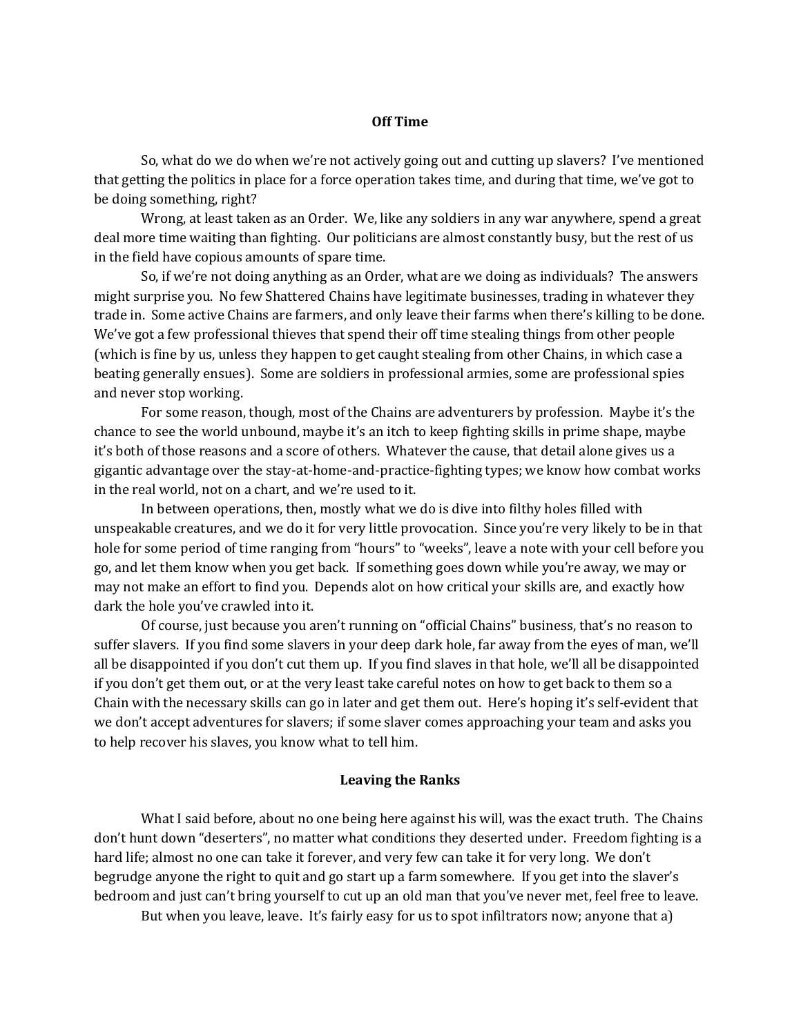## Off Time

So, what do we do when we're not actively going out and cutting up slavers? I've mentioned that getting the politics in place for a force operation takes time, and during that time, we've got to be doing something, right?

Wrong, at least taken as an Order. We, like any soldiers in any war anywhere, spend a great deal more time waiting than fighting. Our politicians are almost constantly busy, but the rest of us in the field have copious amounts of spare time.

So, if we're not doing anything as an Order, what are we doing as individuals? The answers might surprise you. No few Shattered Chains have legitimate businesses, trading in whatever they trade in. Some active Chains are farmers, and only leave their farms when there's killing to be done. We've got a few professional thieves that spend their off time stealing things from other people (which is fine by us, unless they happen to get caught stealing from other Chains, in which case a beating generally ensues). Some are soldiers in professional armies, some are professional spies and never stop working.

For some reason, though, most of the Chains are adventurers by profession. Maybe it's the chance to see the world unbound, maybe it's an itch to keep fighting skills in prime shape, maybe it's both of those reasons and a score of others. Whatever the cause, that detail alone gives us a gigantic advantage over the stay-at-home-and-practice-fighting types; we know how combat works in the real world, not on a chart, and we're used to it.

In between operations, then, mostly what we do is dive into filthy holes filled with unspeakable creatures, and we do it for very little provocation. Since you're very likely to be in that hole for some period of time ranging from "hours" to "weeks", leave a note with your cell before you go, and let them know when you get back. If something goes down while you're away, we may or may not make an effort to find you. Depends alot on how critical your skills are, and exactly how dark the hole you've crawled into it.

Of course, just because you aren't running on "official Chains" business, that's no reason to suffer slavers. If you find some slavers in your deep dark hole, far away from the eyes of man, we'll all be disappointed if you don't cut them up. If you find slaves in that hole, we'll all be disappointed if you don't get them out, or at the very least take careful notes on how to get back to them so a Chain with the necessary skills can go in later and get them out. Here's hoping it's self-evident that we don't accept adventures for slavers; if some slaver comes approaching your team and asks you to help recover his slaves, you know what to tell him.

## Leaving the Ranks

What I said before, about no one being here against his will, was the exact truth. The Chains don't hunt down "deserters", no matter what conditions they deserted under. Freedom fighting is a hard life; almost no one can take it forever, and very few can take it for very long. We don't begrudge anyone the right to quit and go start up a farm somewhere. If you get into the slaver's bedroom and just can't bring yourself to cut up an old man that you've never met, feel free to leave.

But when you leave, leave. It's fairly easy for us to spot infiltrators now; anyone that a)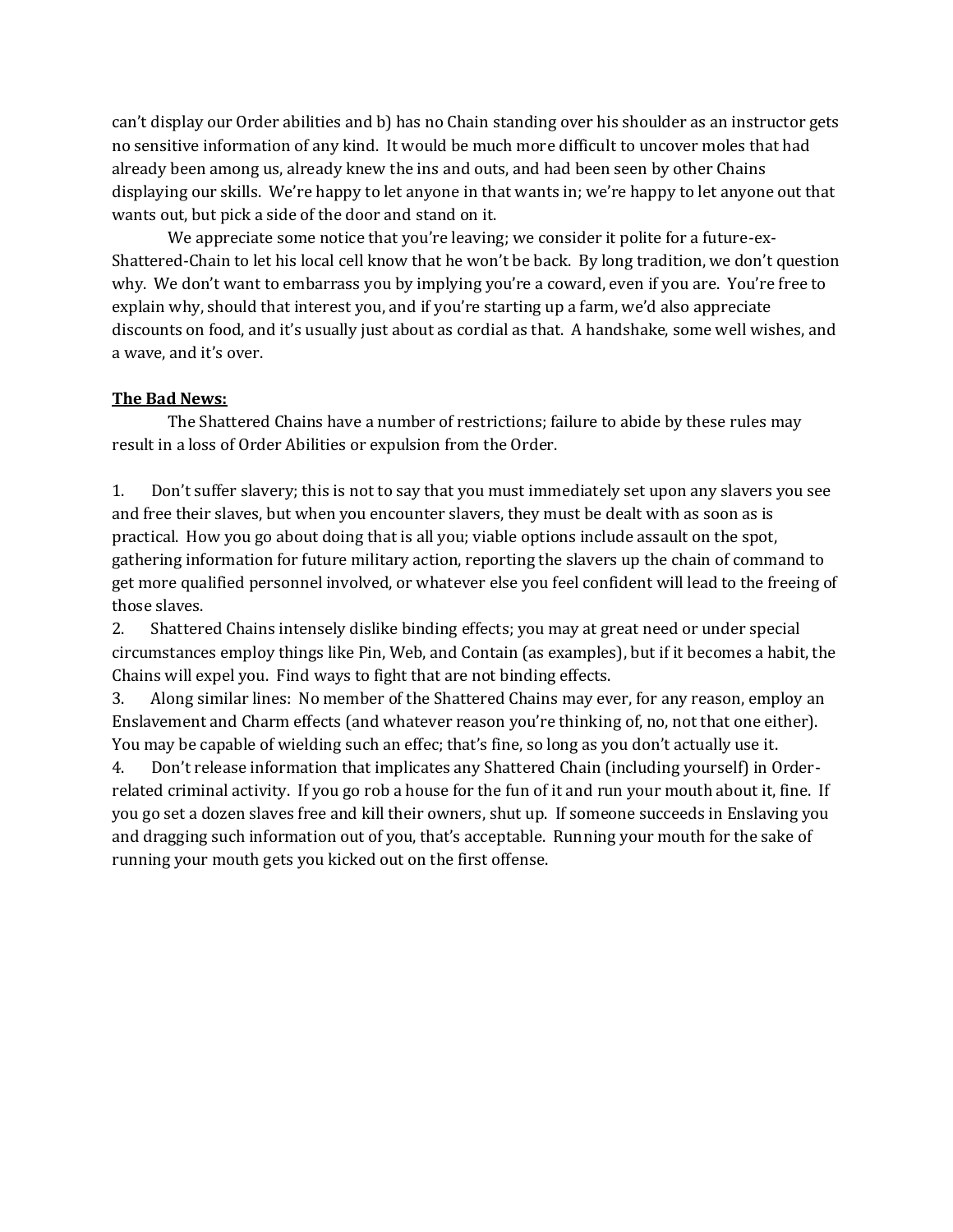can't display our Order abilities and b) has no Chain standing over his shoulder as an instructor gets no sensitive information of any kind. It would be much more difficult to uncover moles that had already been among us, already knew the ins and outs, and had been seen by other Chains displaying our skills. We're happy to let anyone in that wants in; we're happy to let anyone out that wants out, but pick a side of the door and stand on it.

We appreciate some notice that you're leaving; we consider it polite for a future-ex-Shattered-Chain to let his local cell know that he won't be back. By long tradition, we don't question why. We don't want to embarrass you by implying you're a coward, even if you are. You're free to explain why, should that interest you, and if you're starting up a farm, we'd also appreciate discounts on food, and it's usually just about as cordial as that. A handshake, some well wishes, and a wave, and it's over.

**The Bad News:**

The Shattered Chains have a number of restrictions; failure to abide by these rules may result in a loss of Order Abilities or expulsion from the Order.

1. Don't suffer slavery; this is not to say that you must immediately set upon any slavers you see and free their slaves, but when you encounter slavers, they must be dealt with as soon as is practical. How you go about doing that is all you; viable options include assault on the spot, gathering information for future military action, reporting the slavers up the chain of command to get more qualified personnel involved, or whatever else you feel confident will lead to the freeing of those slaves.
2. Shattered Chains intensely dislike binding effects; you may at great need or under special circumstances employ things like Pin, Web, and Contain (as examples), but if it becomes a habit, the Chains will expel you. Find ways to fight that are not binding effects.
3. Along similar lines: No member of the Shattered Chains may ever, for any reason, employ an Enslavement and Charm effects (and whatever reason you're thinking of, no, not that one either). You may be capable of wielding such an effec; that's fine, so long as you don't actually use it.
4. Don't release information that implicates any Shattered Chain (including yourself) in Order-related criminal activity. If you go rob a house for the fun of it and run your mouth about it, fine. If you go set a dozen slaves free and kill their owners, shut up. If someone succeeds in Enslaving you and dragging such information out of you, that's acceptable. Running your mouth for the sake of running your mouth gets you kicked out on the first offense.